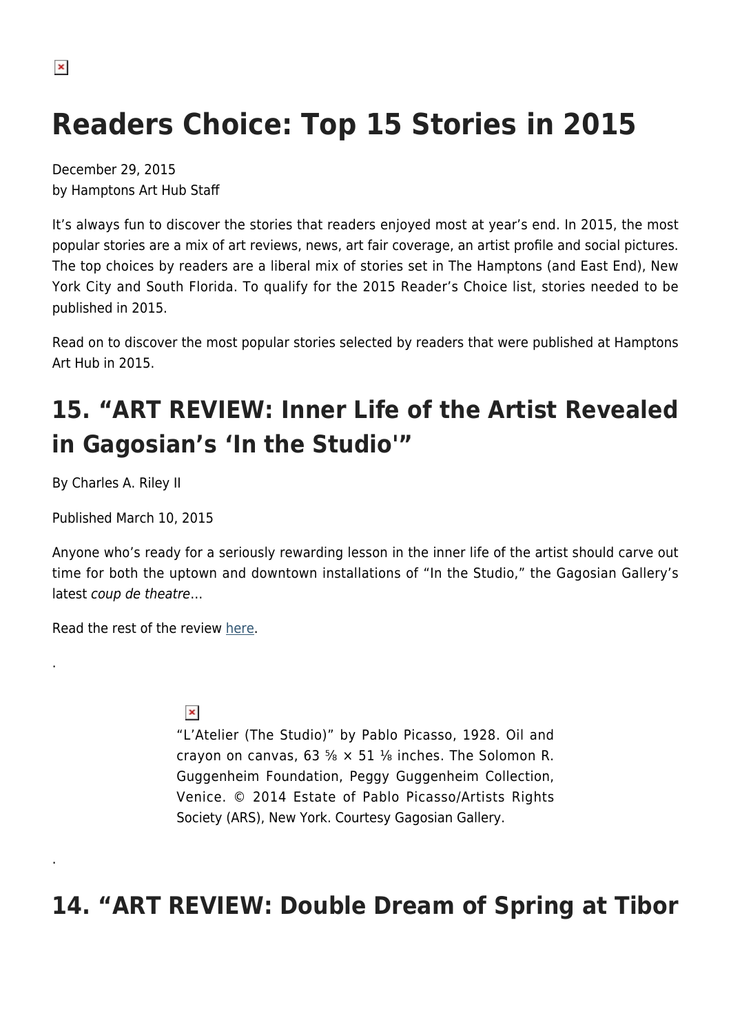# Readers Choice: Top 15 Stories in 2015

December 29, 2015
by Hamptons Art Hub Staff

It's always fun to discover the stories that readers enjoyed most at year's end. In 2015, the most popular stories are a mix of art reviews, news, art fair coverage, an artist profile and social pictures. The top choices by readers are a liberal mix of stories set in The Hamptons (and East End), New York City and South Florida. To qualify for the 2015 Reader's Choice list, stories needed to be published in 2015.

Read on to discover the most popular stories selected by readers that were published at Hamptons Art Hub in 2015.

## 15. "ART REVIEW: Inner Life of the Artist Revealed in Gagosian's 'In the Studio'"

By Charles A. Riley II

Published March 10, 2015

Anyone who's ready for a seriously rewarding lesson in the inner life of the artist should carve out time for both the uptown and downtown installations of "In the Studio," the Gagosian Gallery's latest *coup de theatre*…

Read the rest of the review here.

.

"L'Atelier (The Studio)" by Pablo Picasso, 1928. Oil and crayon on canvas, 63 ⅝ × 51 ⅛ inches. The Solomon R. Guggenheim Foundation, Peggy Guggenheim Collection, Venice. © 2014 Estate of Pablo Picasso/Artists Rights Society (ARS), New York. Courtesy Gagosian Gallery.

.

## 14. "ART REVIEW: Double Dream of Spring at Tibor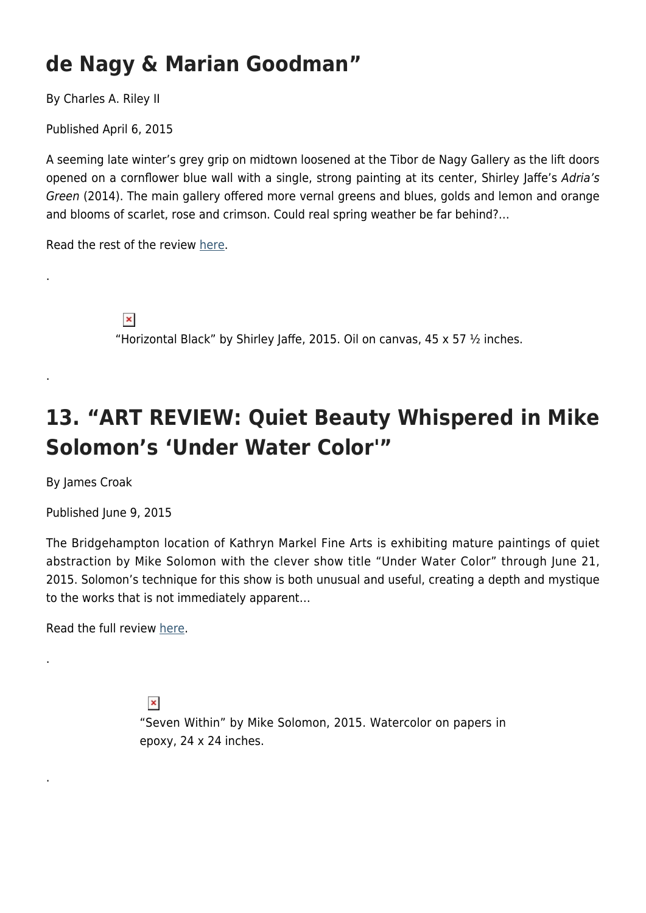## de Nagy & Marian Goodman"

By Charles A. Riley II

Published April 6, 2015

A seeming late winter's grey grip on midtown loosened at the Tibor de Nagy Gallery as the lift doors opened on a cornflower blue wall with a single, strong painting at its center, Shirley Jaffe's *Adria's Green* (2014). The main gallery offered more vernal greens and blues, golds and lemon and orange and blooms of scarlet, rose and crimson. Could real spring weather be far behind?...

Read the rest of the review here.

.

"Horizontal Black" by Shirley Jaffe, 2015. Oil on canvas, 45 x 57 ½ inches.

.

## 13. "ART REVIEW: Quiet Beauty Whispered in Mike Solomon's 'Under Water Color'"

By James Croak

Published June 9, 2015

The Bridgehampton location of Kathryn Markel Fine Arts is exhibiting mature paintings of quiet abstraction by Mike Solomon with the clever show title "Under Water Color" through June 21, 2015. Solomon's technique for this show is both unusual and useful, creating a depth and mystique to the works that is not immediately apparent...

Read the full review here.

.

"Seven Within" by Mike Solomon, 2015. Watercolor on papers in epoxy, 24 x 24 inches.

.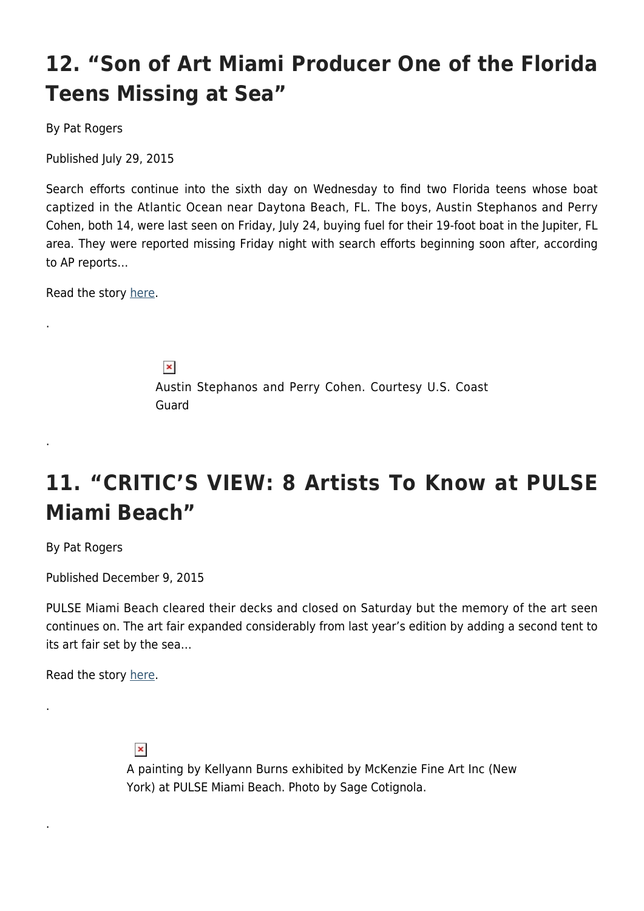## 12. "Son of Art Miami Producer One of the Florida Teens Missing at Sea"

By Pat Rogers

Published July 29, 2015

Search efforts continue into the sixth day on Wednesday to find two Florida teens whose boat captized in the Atlantic Ocean near Daytona Beach, FL. The boys, Austin Stephanos and Perry Cohen, both 14, were last seen on Friday, July 24, buying fuel for their 19-foot boat in the Jupiter, FL area. They were reported missing Friday night with search efforts beginning soon after, according to AP reports…

Read the story here.

.

Austin Stephanos and Perry Cohen. Courtesy U.S. Coast Guard

.

## 11. "CRITIC'S VIEW: 8 Artists To Know at PULSE Miami Beach"

By Pat Rogers

Published December 9, 2015

PULSE Miami Beach cleared their decks and closed on Saturday but the memory of the art seen continues on. The art fair expanded considerably from last year's edition by adding a second tent to its art fair set by the sea…

Read the story here.

.

A painting by Kellyann Burns exhibited by McKenzie Fine Art Inc (New York) at PULSE Miami Beach. Photo by Sage Cotignola.

.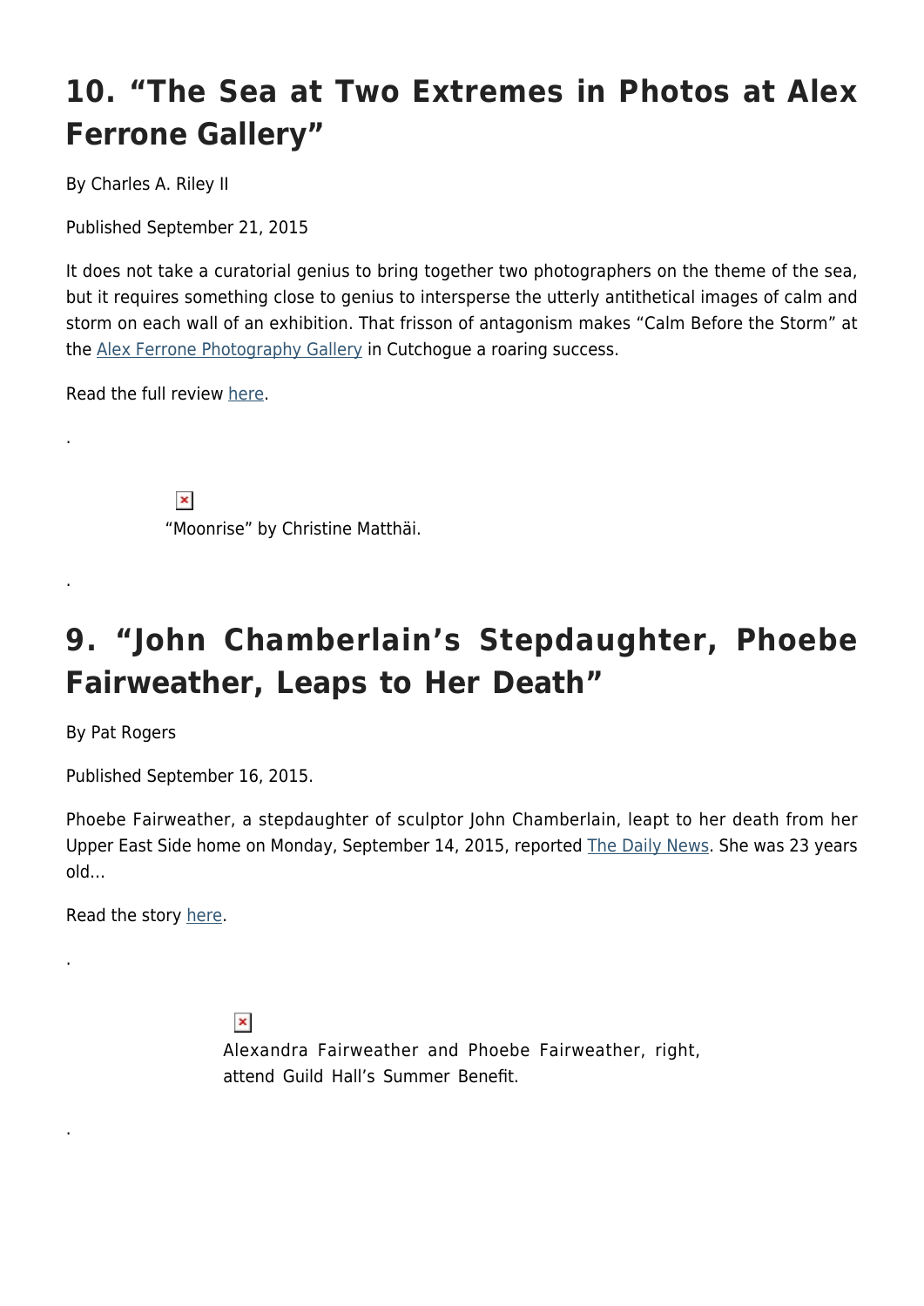## 10. “The Sea at Two Extremes in Photos at Alex Ferrone Gallery”

By Charles A. Riley II

Published September 21, 2015

It does not take a curatorial genius to bring together two photographers on the theme of the sea, but it requires something close to genius to intersperse the utterly antithetical images of calm and storm on each wall of an exhibition. That frisson of antagonism makes “Calm Before the Storm” at the Alex Ferrone Photography Gallery in Cutchogue a roaring success.

Read the full review here.

.

“Moonrise” by Christine Matthäi.

.

## 9. “John Chamberlain’s Stepdaughter, Phoebe Fairweather, Leaps to Her Death”

By Pat Rogers

Published September 16, 2015.

Phoebe Fairweather, a stepdaughter of sculptor John Chamberlain, leapt to her death from her Upper East Side home on Monday, September 14, 2015, reported The Daily News. She was 23 years old…

Read the story here.

.

Alexandra Fairweather and Phoebe Fairweather, right, attend Guild Hall’s Summer Benefit.

.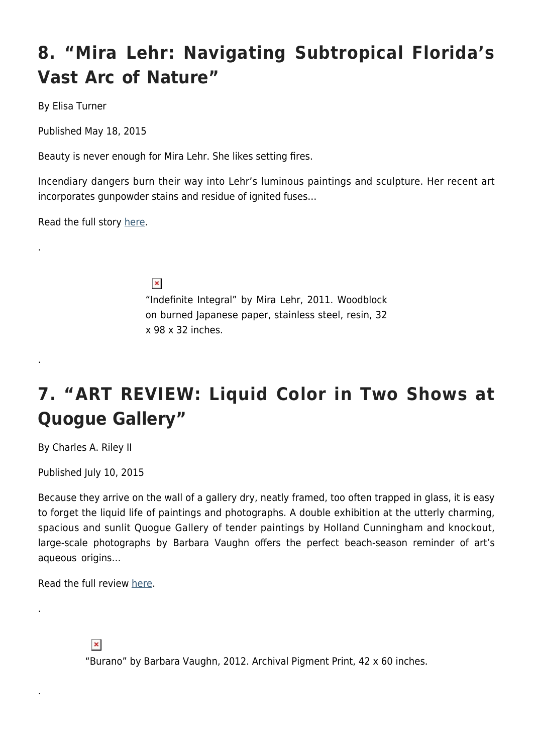## 8. “Mira Lehr: Navigating Subtropical Florida’s Vast Arc of Nature”

By Elisa Turner

Published May 18, 2015

Beauty is never enough for Mira Lehr. She likes setting fires.

Incendiary dangers burn their way into Lehr’s luminous paintings and sculpture. Her recent art incorporates gunpowder stains and residue of ignited fuses…

Read the full story here.

.

“Indefinite Integral” by Mira Lehr, 2011. Woodblock on burned Japanese paper, stainless steel, resin, 32 x 98 x 32 inches.

.

## 7. “ART REVIEW: Liquid Color in Two Shows at Quogue Gallery”

By Charles A. Riley II

Published July 10, 2015

Because they arrive on the wall of a gallery dry, neatly framed, too often trapped in glass, it is easy to forget the liquid life of paintings and photographs. A double exhibition at the utterly charming, spacious and sunlit Quogue Gallery of tender paintings by Holland Cunningham and knockout, large-scale photographs by Barbara Vaughn offers the perfect beach-season reminder of art’s aqueous origins…

Read the full review here.

.

“Burano” by Barbara Vaughn, 2012. Archival Pigment Print, 42 x 60 inches.

.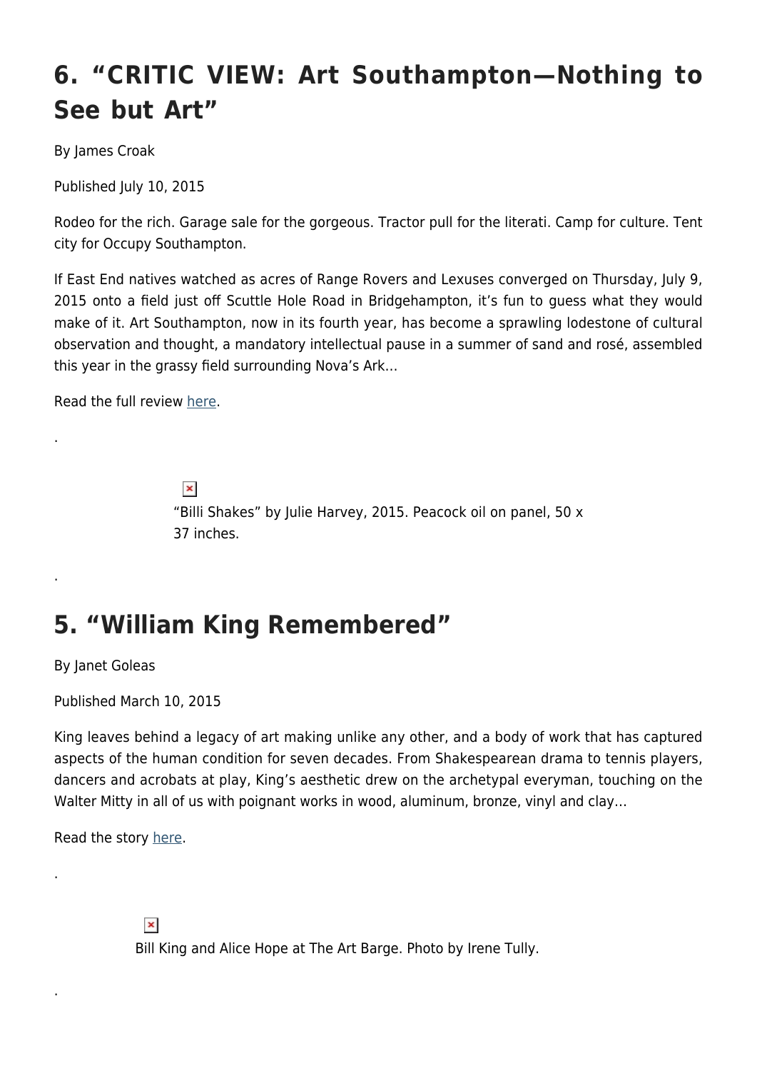## 6. “CRITIC VIEW: Art Southampton—Nothing to See but Art”

By James Croak

Published July 10, 2015

Rodeo for the rich. Garage sale for the gorgeous. Tractor pull for the literati. Camp for culture. Tent city for Occupy Southampton.

If East End natives watched as acres of Range Rovers and Lexuses converged on Thursday, July 9, 2015 onto a field just off Scuttle Hole Road in Bridgehampton, it’s fun to guess what they would make of it. Art Southampton, now in its fourth year, has become a sprawling lodestone of cultural observation and thought, a mandatory intellectual pause in a summer of sand and rosé, assembled this year in the grassy field surrounding Nova’s Ark…

Read the full review here.

.

“Billi Shakes” by Julie Harvey, 2015. Peacock oil on panel, 50 x 37 inches.

.

## 5. “William King Remembered”

By Janet Goleas

Published March 10, 2015

King leaves behind a legacy of art making unlike any other, and a body of work that has captured aspects of the human condition for seven decades. From Shakespearean drama to tennis players, dancers and acrobats at play, King’s aesthetic drew on the archetypal everyman, touching on the Walter Mitty in all of us with poignant works in wood, aluminum, bronze, vinyl and clay…

Read the story here.

.

Bill King and Alice Hope at The Art Barge. Photo by Irene Tully.

.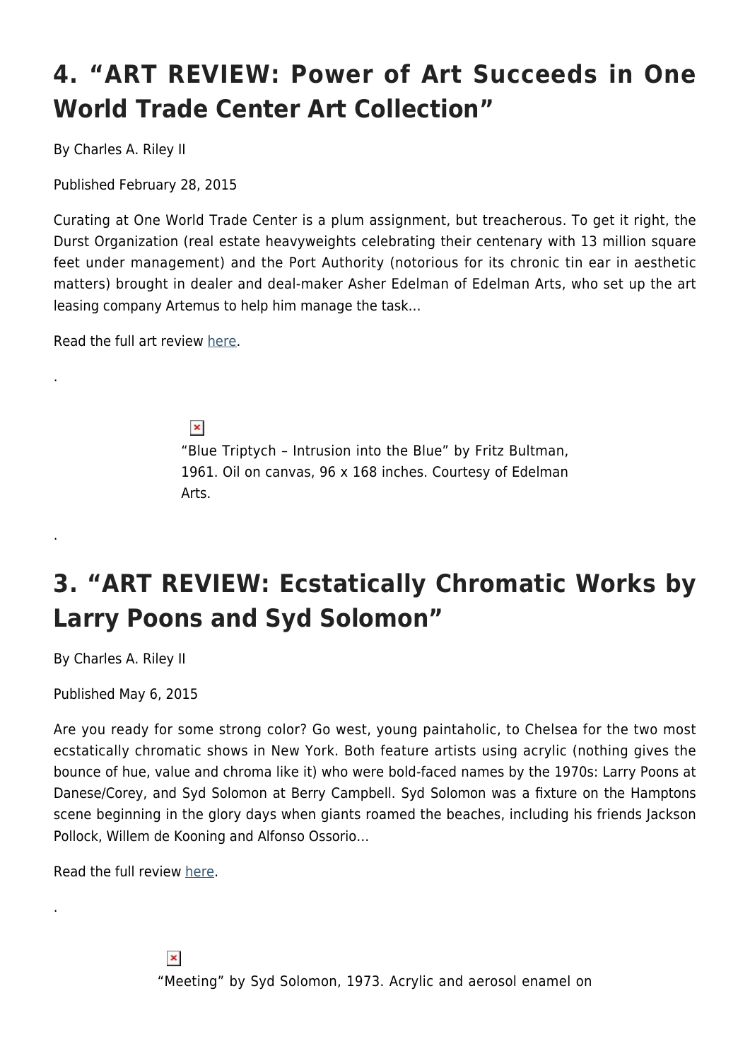## 4. “ART REVIEW: Power of Art Succeeds in One World Trade Center Art Collection”

By Charles A. Riley II

Published February 28, 2015

Curating at One World Trade Center is a plum assignment, but treacherous. To get it right, the Durst Organization (real estate heavyweights celebrating their centenary with 13 million square feet under management) and the Port Authority (notorious for its chronic tin ear in aesthetic matters) brought in dealer and deal-maker Asher Edelman of Edelman Arts, who set up the art leasing company Artemus to help him manage the task…

Read the full art review here.

.

“Blue Triptych – Intrusion into the Blue” by Fritz Bultman, 1961. Oil on canvas, 96 x 168 inches. Courtesy of Edelman Arts.

.

## 3. “ART REVIEW: Ecstatically Chromatic Works by Larry Poons and Syd Solomon”

By Charles A. Riley II

Published May 6, 2015

Are you ready for some strong color? Go west, young paintaholic, to Chelsea for the two most ecstatically chromatic shows in New York. Both feature artists using acrylic (nothing gives the bounce of hue, value and chroma like it) who were bold-faced names by the 1970s: Larry Poons at Danese/Corey, and Syd Solomon at Berry Campbell. Syd Solomon was a fixture on the Hamptons scene beginning in the glory days when giants roamed the beaches, including his friends Jackson Pollock, Willem de Kooning and Alfonso Ossorio…

Read the full review here.

.

“Meeting” by Syd Solomon, 1973. Acrylic and aerosol enamel on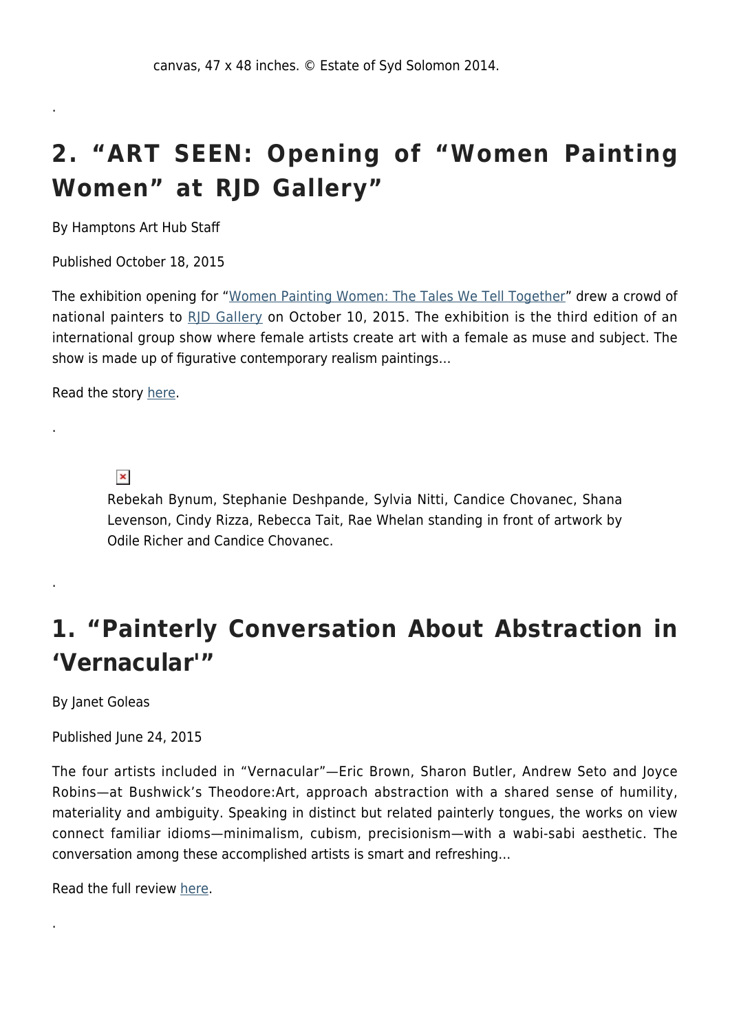canvas, 47 x 48 inches. © Estate of Syd Solomon 2014.

.

## 2. "ART SEEN: Opening of "Women Painting Women" at RJD Gallery"

By Hamptons Art Hub Staff

Published October 18, 2015

The exhibition opening for "Women Painting Women: The Tales We Tell Together" drew a crowd of national painters to RJD Gallery on October 10, 2015. The exhibition is the third edition of an international group show where female artists create art with a female as muse and subject. The show is made up of figurative contemporary realism paintings…

Read the story here.

.

Rebekah Bynum, Stephanie Deshpande, Sylvia Nitti, Candice Chovanec, Shana Levenson, Cindy Rizza, Rebecca Tait, Rae Whelan standing in front of artwork by Odile Richer and Candice Chovanec.

.

## 1. "Painterly Conversation About Abstraction in 'Vernacular'"

By Janet Goleas

Published June 24, 2015

The four artists included in "Vernacular"—Eric Brown, Sharon Butler, Andrew Seto and Joyce Robins—at Bushwick's Theodore:Art, approach abstraction with a shared sense of humility, materiality and ambiguity. Speaking in distinct but related painterly tongues, the works on view connect familiar idioms—minimalism, cubism, precisionism—with a wabi-sabi aesthetic. The conversation among these accomplished artists is smart and refreshing…

Read the full review here.

.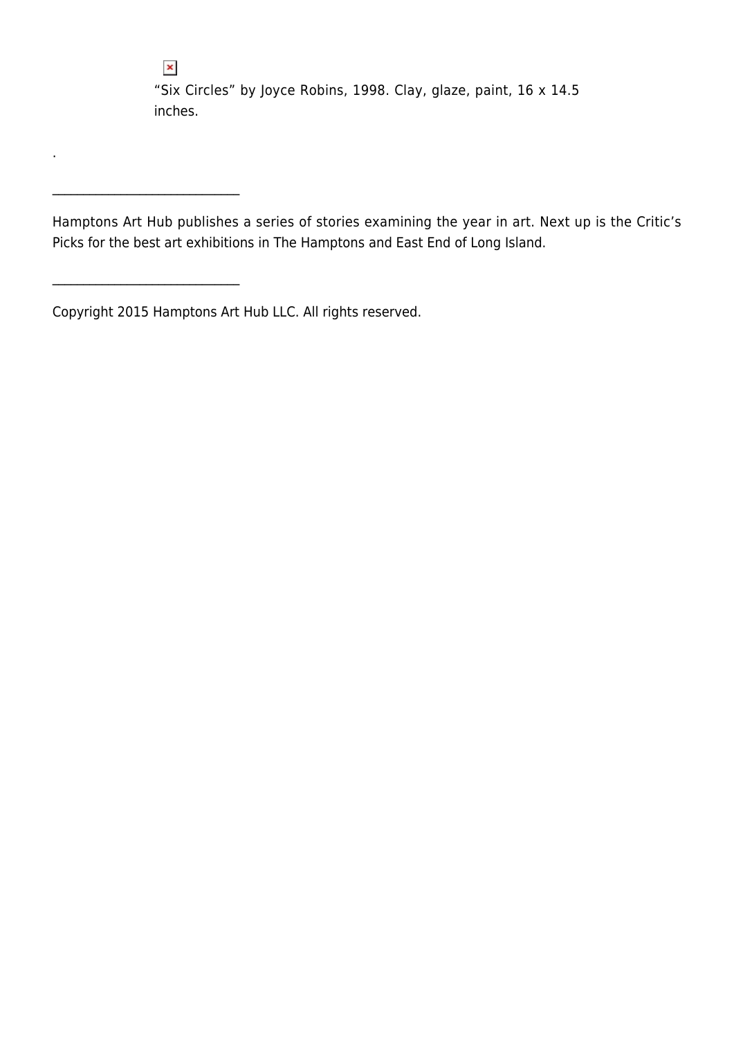"Six Circles" by Joyce Robins, 1998. Clay, glaze, paint, 16 x 14.5 inches.

.

\_\_\_\_\_\_\_\_\_\_\_\_\_\_\_\_\_\_\_\_\_\_\_\_\_\_\_\_

Hamptons Art Hub publishes a series of stories examining the year in art. Next up is the Critic's Picks for the best art exhibitions in The Hamptons and East End of Long Island.

\_\_\_\_\_\_\_\_\_\_\_\_\_\_\_\_\_\_\_\_\_\_\_\_\_\_\_\_

Copyright 2015 Hamptons Art Hub LLC. All rights reserved.